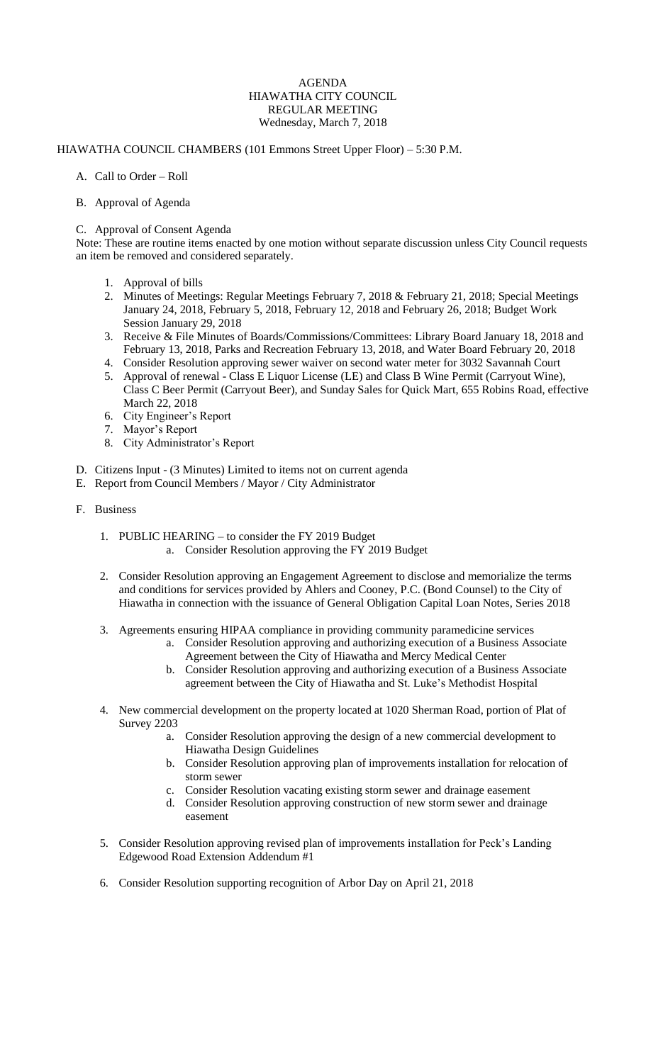# AGENDA
## HIAWATHA CITY COUNCIL
## REGULAR MEETING
### Wednesday, March 7, 2018

HIAWATHA COUNCIL CHAMBERS (101 Emmons Street Upper Floor) – 5:30 P.M.

A. Call to Order – Roll

B. Approval of Agenda

C. Approval of Consent Agenda

Note: These are routine items enacted by one motion without separate discussion unless City Council requests an item be removed and considered separately.

1. Approval of bills
2. Minutes of Meetings: Regular Meetings February 7, 2018 & February 21, 2018; Special Meetings January 24, 2018, February 5, 2018, February 12, 2018 and February 26, 2018; Budget Work Session January 29, 2018
3. Receive & File Minutes of Boards/Commissions/Committees: Library Board January 18, 2018 and February 13, 2018, Parks and Recreation February 13, 2018, and Water Board February 20, 2018
4. Consider Resolution approving sewer waiver on second water meter for 3032 Savannah Court
5. Approval of renewal - Class E Liquor License (LE) and Class B Wine Permit (Carryout Wine), Class C Beer Permit (Carryout Beer), and Sunday Sales for Quick Mart, 655 Robins Road, effective March 22, 2018
6. City Engineer's Report
7. Mayor's Report
8. City Administrator's Report

D. Citizens Input - (3 Minutes) Limited to items not on current agenda

E. Report from Council Members / Mayor / City Administrator

F. Business

1. PUBLIC HEARING – to consider the FY 2019 Budget
   a. Consider Resolution approving the FY 2019 Budget

2. Consider Resolution approving an Engagement Agreement to disclose and memorialize the terms and conditions for services provided by Ahlers and Cooney, P.C. (Bond Counsel) to the City of Hiawatha in connection with the issuance of General Obligation Capital Loan Notes, Series 2018

3. Agreements ensuring HIPAA compliance in providing community paramedicine services
   a. Consider Resolution approving and authorizing execution of a Business Associate Agreement between the City of Hiawatha and Mercy Medical Center
   b. Consider Resolution approving and authorizing execution of a Business Associate agreement between the City of Hiawatha and St. Luke's Methodist Hospital

4. New commercial development on the property located at 1020 Sherman Road, portion of Plat of Survey 2203
   a. Consider Resolution approving the design of a new commercial development to Hiawatha Design Guidelines
   b. Consider Resolution approving plan of improvements installation for relocation of storm sewer
   c. Consider Resolution vacating existing storm sewer and drainage easement
   d. Consider Resolution approving construction of new storm sewer and drainage easement

5. Consider Resolution approving revised plan of improvements installation for Peck's Landing Edgewood Road Extension Addendum #1

6. Consider Resolution supporting recognition of Arbor Day on April 21, 2018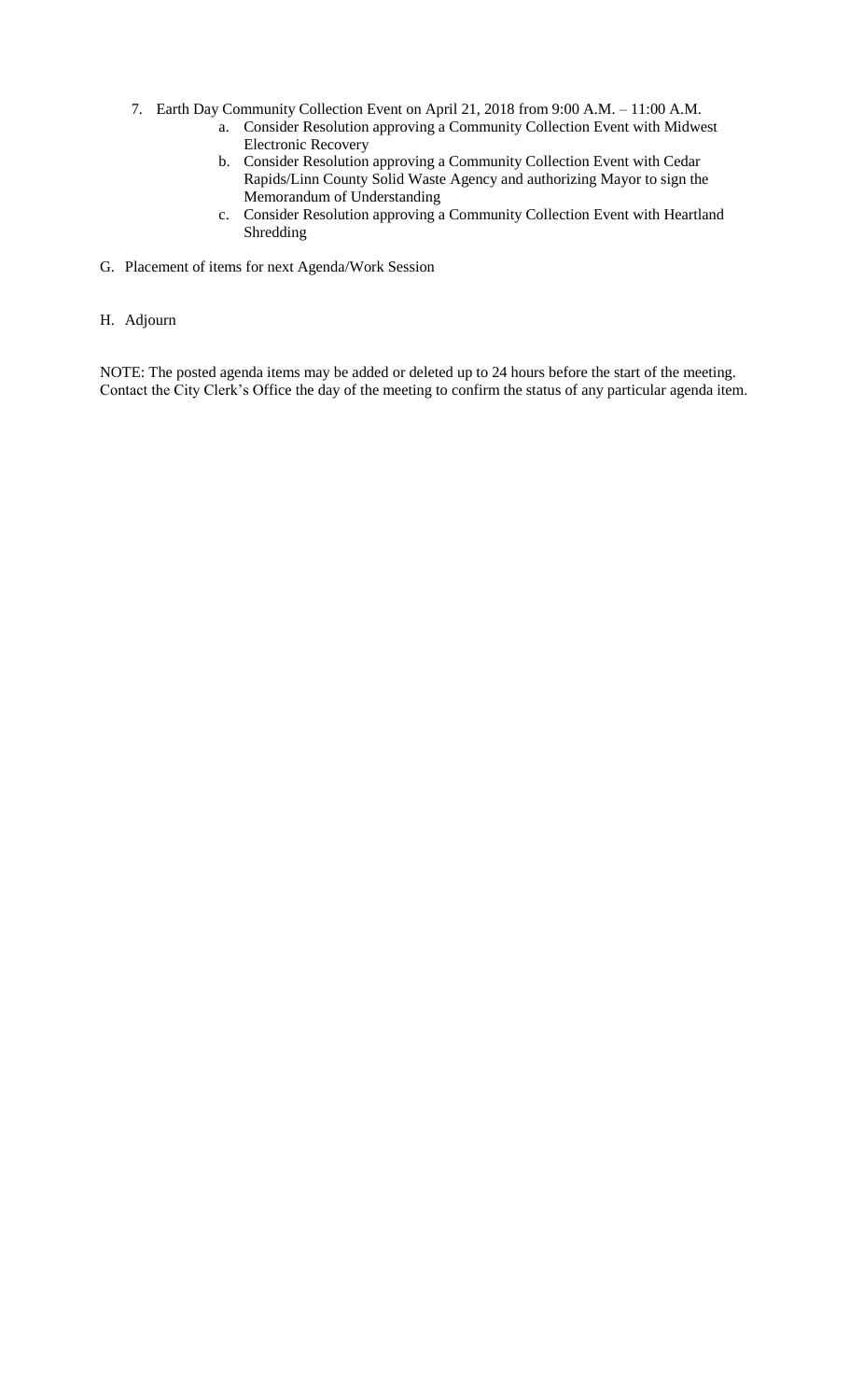7. Earth Day Community Collection Event on April 21, 2018 from 9:00 A.M. – 11:00 A.M.
    a. Consider Resolution approving a Community Collection Event with Midwest Electronic Recovery
    b. Consider Resolution approving a Community Collection Event with Cedar Rapids/Linn County Solid Waste Agency and authorizing Mayor to sign the Memorandum of Understanding
    c. Consider Resolution approving a Community Collection Event with Heartland Shredding

G. Placement of items for next Agenda/Work Session

H. Adjourn

NOTE: The posted agenda items may be added or deleted up to 24 hours before the start of the meeting. Contact the City Clerk's Office the day of the meeting to confirm the status of any particular agenda item.